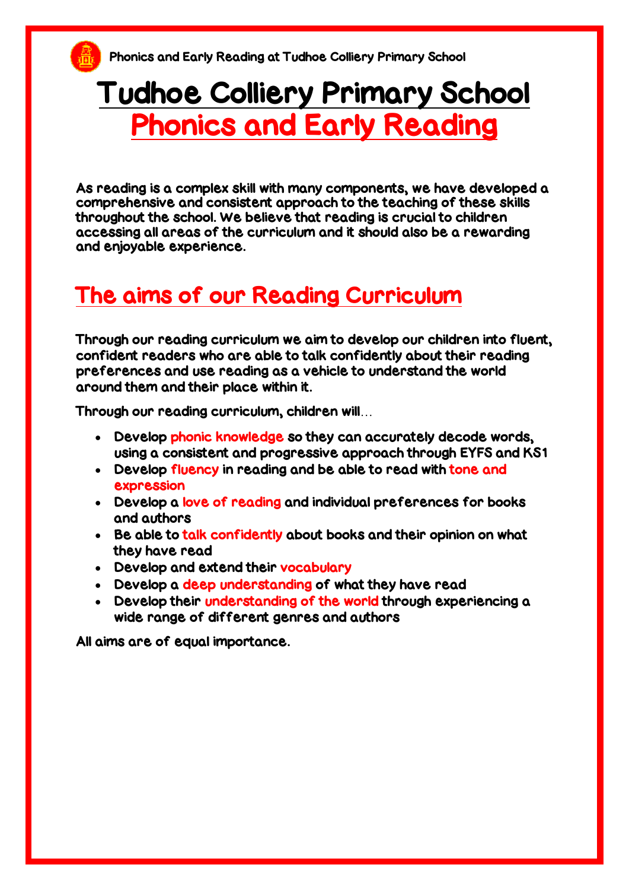# Tudhoe Colliery Primary School

# Phonics and Early Reading

As reading is a complex skill with many components, we have developed a comprehensive and consistent approach to the teaching of these skills throughout the school. We believe that reading is crucial to children accessing all areas of the curriculum and it should also be a rewarding and enjoyable experience.

## The aims of our Reading Curriculum

Through our reading curriculum we aim to develop our children into fluent, confident readers who are able to talk confidently about their reading preferences and use reading as a vehicle to understand the world around them and their place within it.

Through our reading curriculum, children will…

- Develop phonic knowledge so they can accurately decode words, using a consistent and progressive approach through EYFS and KS1
- Develop fluency in reading and be able to read with tone and expression
- Develop a love of reading and individual preferences for books and authors
- Be able to talk confidently about books and their opinion on what they have read
- Develop and extend their vocabulary
- Develop a deep understanding of what they have read
- Develop their understanding of the world through experiencing a wide range of different genres and authors

All aims are of equal importance.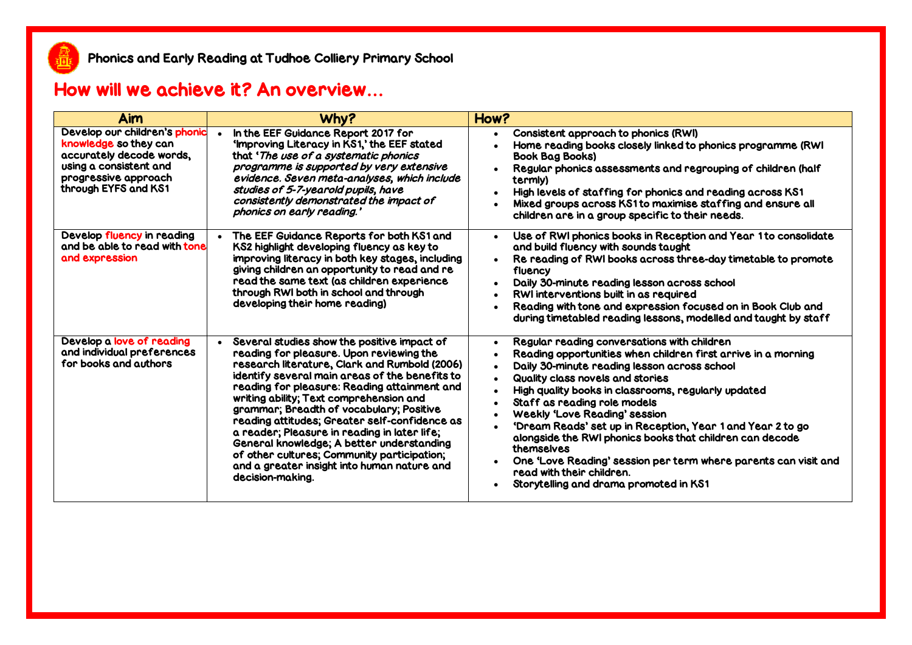Phonics and Early Reading at Tudhoe Colliery Primary School

# How will we achieve it? An overview…

| Aim | Why? | How? |
| --- | --- | --- |
| Develop our children's phonic knowledge so they can accurately decode words, using a consistent and progressive approach through EYFS and KS1 | • In the EEF Guidance Report 2017 for 'Improving Literacy in KS1,' the EEF stated that '*The use of a systematic phonics programme is supported by very extensive evidence. Seven meta-analyses, which include studies of 5-7-yearold pupils, have consistently demonstrated the impact of phonics on early reading.*' | • Consistent approach to phonics (RWI)<br>• Home reading books closely linked to phonics programme (RWI Book Bag Books)<br>• Regular phonics assessments and regrouping of children (half termly)<br>• High levels of staffing for phonics and reading across KS1<br>• Mixed groups across KS1 to maximise staffing and ensure all children are in a group specific to their needs. |
| Develop fluency in reading and be able to read with tone and expression | • The EEF Guidance Reports for both KS1 and KS2 highlight developing fluency as key to improving literacy in both key stages, including giving children an opportunity to read and re read the same text (as children experience through RWI both in school and through developing their home reading) | • Use of RWI phonics books in Reception and Year 1 to consolidate and build fluency with sounds taught<br>• Re reading of RWI books across three-day timetable to promote fluency<br>• Daily 30-minute reading lesson across school<br>• RWI interventions built in as required<br>• Reading with tone and expression focused on in Book Club and during timetabled reading lessons, modelled and taught by staff |
| Develop a love of reading and individual preferences for books and authors | • Several studies show the positive impact of reading for pleasure. Upon reviewing the research literature, Clark and Rumbold (2006) identify several main areas of the benefits to reading for pleasure: Reading attainment and writing ability; Text comprehension and grammar; Breadth of vocabulary; Positive reading attitudes; Greater self-confidence as a reader; Pleasure in reading in later life; General knowledge; A better understanding of other cultures; Community participation; and a greater insight into human nature and decision-making. | • Regular reading conversations with children<br>• Reading opportunities when children first arrive in a morning<br>• Daily 30-minute reading lesson across school<br>• Quality class novels and stories<br>• High quality books in classrooms, regularly updated<br>• Staff as reading role models<br>• Weekly 'Love Reading' session<br>• 'Dream Reads' set up in Reception, Year 1 and Year 2 to go alongside the RWI phonics books that children can decode themselves<br>• One 'Love Reading' session per term where parents can visit and read with their children.<br>• Storytelling and drama promoted in KS1 |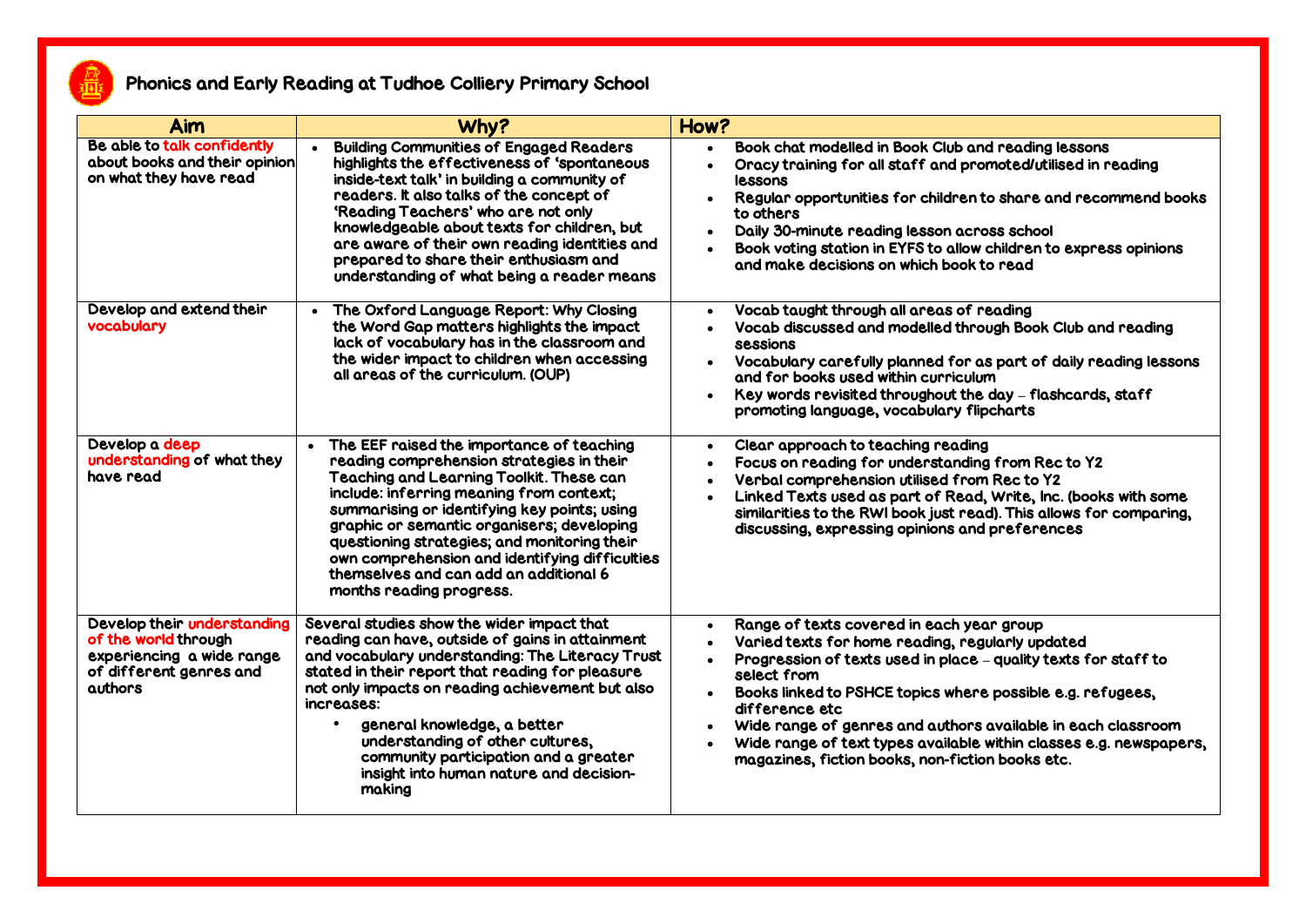# Phonics and Early Reading at Tudhoe Colliery Primary School

| Aim | Why? | How? |
|---|---|---|
| Be able to talk confidently about books and their opinion on what they have read | • Building Communities of Engaged Readers highlights the effectiveness of 'spontaneous inside-text talk' in building a community of readers. It also talks of the concept of 'Reading Teachers' who are not only knowledgeable about texts for children, but are aware of their own reading identities and prepared to share their enthusiasm and understanding of what being a reader means | • Book chat modelled in Book Club and reading lessons<br>• Oracy training for all staff and promoted/utilised in reading lessons<br>• Regular opportunities for children to share and recommend books to others<br>• Daily 30-minute reading lesson across school<br>• Book voting station in EYFS to allow children to express opinions and make decisions on which book to read |
| Develop and extend their vocabulary | • The Oxford Language Report: Why Closing the Word Gap matters highlights the impact lack of vocabulary has in the classroom and the wider impact to children when accessing all areas of the curriculum. (OUP) | • Vocab taught through all areas of reading<br>• Vocab discussed and modelled through Book Club and reading sessions<br>• Vocabulary carefully planned for as part of daily reading lessons and for books used within curriculum<br>• Key words revisited throughout the day – flashcards, staff promoting language, vocabulary flipcharts |
| Develop a deep understanding of what they have read | • The EEF raised the importance of teaching reading comprehension strategies in their Teaching and Learning Toolkit. These can include: inferring meaning from context; summarising or identifying key points; using graphic or semantic organisers; developing questioning strategies; and monitoring their own comprehension and identifying difficulties themselves and can add an additional 6 months reading progress. | • Clear approach to teaching reading<br>• Focus on reading for understanding from Rec to Y2<br>• Verbal comprehension utilised from Rec to Y2<br>• Linked Texts used as part of Read, Write, Inc. (books with some similarities to the RWI book just read). This allows for comparing, discussing, expressing opinions and preferences |
| Develop their understanding of the world through experiencing a wide range of different genres and authors | Several studies show the wider impact that reading can have, outside of gains in attainment and vocabulary understanding: The Literacy Trust stated in their report that reading for pleasure not only impacts on reading achievement but also increases:<br>• general knowledge, a better understanding of other cultures, community participation and a greater insight into human nature and decision-making | • Range of texts covered in each year group<br>• Varied texts for home reading, regularly updated<br>• Progression of texts used in place – quality texts for staff to select from<br>• Books linked to PSHCE topics where possible e.g. refugees, difference etc<br>• Wide range of genres and authors available in each classroom<br>• Wide range of text types available within classes e.g. newspapers, magazines, fiction books, non-fiction books etc. |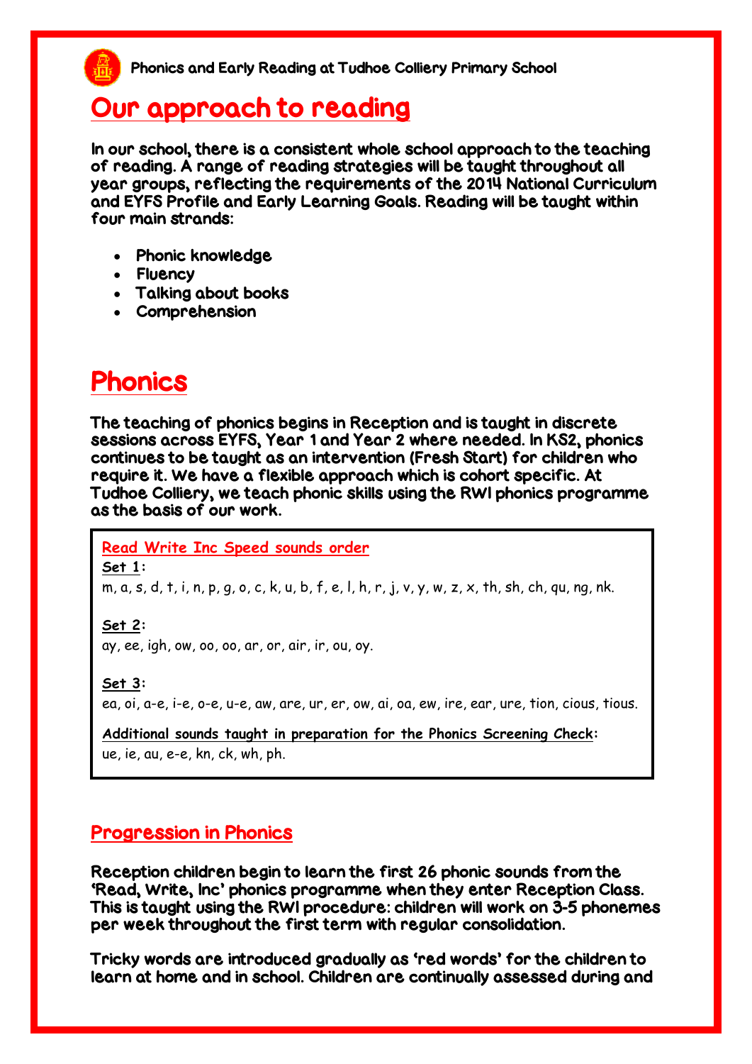# Our approach to reading

In our school, there is a consistent whole school approach to the teaching of reading. A range of reading strategies will be taught throughout all year groups, reflecting the requirements of the 2014 National Curriculum and EYFS Profile and Early Learning Goals. Reading will be taught within four main strands:

- Phonic knowledge
- Fluency
- Talking about books
- Comprehension

# Phonics

The teaching of phonics begins in Reception and is taught in discrete sessions across EYFS, Year 1 and Year 2 where needed. In KS2, phonics continues to be taught as an intervention (Fresh Start) for children who require it. We have a flexible approach which is cohort specific. At Tudhoe Colliery, we teach phonic skills using the RWI phonics programme as the basis of our work.

**Read Write Inc Speed sounds order**

**Set 1:**
m, a, s, d, t, i, n, p, g, o, c, k, u, b, f, e, l, h, r, j, v, y, w, z, x, th, sh, ch, qu, ng, nk.

**Set 2:**
ay, ee, igh, ow, oo, oo, ar, or, air, ir, ou, oy.

**Set 3:**
ea, oi, a-e, i-e, o-e, u-e, aw, are, ur, er, ow, ai, oa, ew, ire, ear, ure, tion, cious, tious.

**Additional sounds taught in preparation for the Phonics Screening Check:**
ue, ie, au, e-e, kn, ck, wh, ph.

## Progression in Phonics

Reception children begin to learn the first 26 phonic sounds from the 'Read, Write, Inc' phonics programme when they enter Reception Class. This is taught using the RWI procedure: children will work on 3-5 phonemes per week throughout the first term with regular consolidation.

Tricky words are introduced gradually as 'red words' for the children to learn at home and in school. Children are continually assessed during and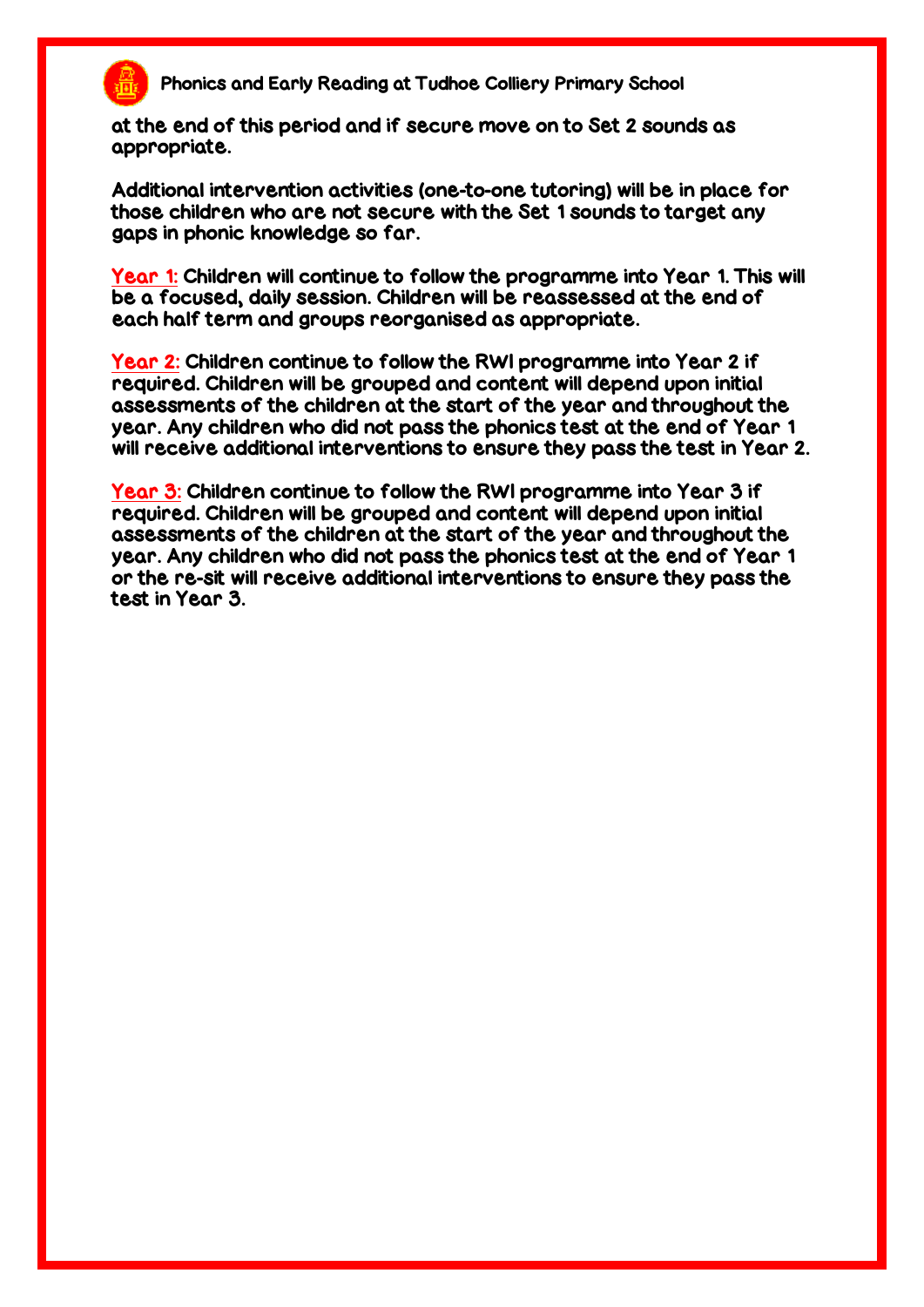at the end of this period and if secure move on to Set 2 sounds as appropriate.

Additional intervention activities (one-to-one tutoring) will be in place for those children who are not secure with the Set 1 sounds to target any gaps in phonic knowledge so far.

Year 1: Children will continue to follow the programme into Year 1. This will be a focused, daily session. Children will be reassessed at the end of each half term and groups reorganised as appropriate.

Year 2: Children continue to follow the RWI programme into Year 2 if required. Children will be grouped and content will depend upon initial assessments of the children at the start of the year and throughout the year. Any children who did not pass the phonics test at the end of Year 1 will receive additional interventions to ensure they pass the test in Year 2.

Year 3: Children continue to follow the RWI programme into Year 3 if required. Children will be grouped and content will depend upon initial assessments of the children at the start of the year and throughout the year. Any children who did not pass the phonics test at the end of Year 1 or the re-sit will receive additional interventions to ensure they pass the test in Year 3.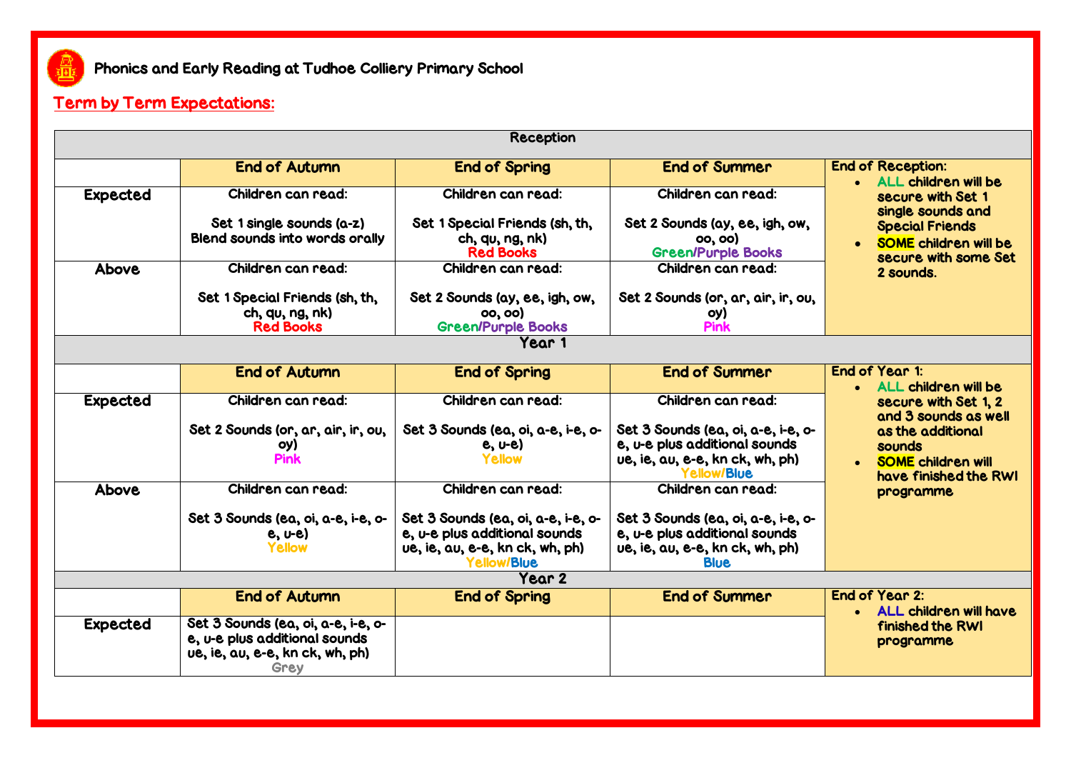# Phonics and Early Reading at Tudhoe Colliery Primary School

## Term by Term Expectations:

| Reception | | | | |
|---|---|---|---|---|
| | **End of Autumn** | **End of Spring** | **End of Summer** | End of Reception:<br>• ALL children will be secure with Set 1 single sounds and Special Friends<br>• SOME children will be secure with some Set 2 sounds. |
| **Expected** | Children can read:<br><br>Set 1 single sounds (a-z)<br>Blend sounds into words orally | Children can read:<br><br>Set 1 Special Friends (sh, th, ch, qu, ng, nk)<br>Red Books | Children can read:<br><br>Set 2 Sounds (ay, ee, igh, ow, oo, oo)<br>Green/Purple Books | |
| **Above** | Children can read:<br><br>Set 1 Special Friends (sh, th, ch, qu, ng, nk)<br>Red Books | Children can read:<br><br>Set 2 Sounds (ay, ee, igh, ow, oo, oo)<br>Green/Purple Books | Children can read:<br><br>Set 2 Sounds (or, ar, air, ir, ou, oy)<br>Pink | |
| **Year 1** | | | | |
| | **End of Autumn** | **End of Spring** | **End of Summer** | End of Year 1:<br>• ALL children will be secure with Set 1, 2 and 3 sounds as well as the additional sounds<br>• SOME children will have finished the RWI programme |
| **Expected** | Children can read:<br><br>Set 2 Sounds (or, ar, air, ir, ou, oy)<br>Pink | Children can read:<br><br>Set 3 Sounds (ea, oi, a-e, i-e, o-e, u-e)<br>Yellow | Children can read:<br><br>Set 3 Sounds (ea, oi, a-e, i-e, o-e, u-e plus additional sounds ue, ie, au, e-e, kn ck, wh, ph)<br>Yellow/Blue | |
| **Above** | Children can read:<br><br>Set 3 Sounds (ea, oi, a-e, i-e, o-e, u-e)<br>Yellow | Children can read:<br><br>Set 3 Sounds (ea, oi, a-e, i-e, o-e, u-e plus additional sounds ue, ie, au, e-e, kn ck, wh, ph)<br>Yellow/Blue | Children can read:<br><br>Set 3 Sounds (ea, oi, a-e, i-e, o-e, u-e plus additional sounds ue, ie, au, e-e, kn ck, wh, ph)<br>Blue | |
| **Year 2** | | | | |
| | **End of Autumn** | **End of Spring** | **End of Summer** | End of Year 2:<br>• ALL children will have finished the RWI programme |
| **Expected** | Set 3 Sounds (ea, oi, a-e, i-e, o-e, u-e plus additional sounds ue, ie, au, e-e, kn ck, wh, ph)<br>Grey | | | |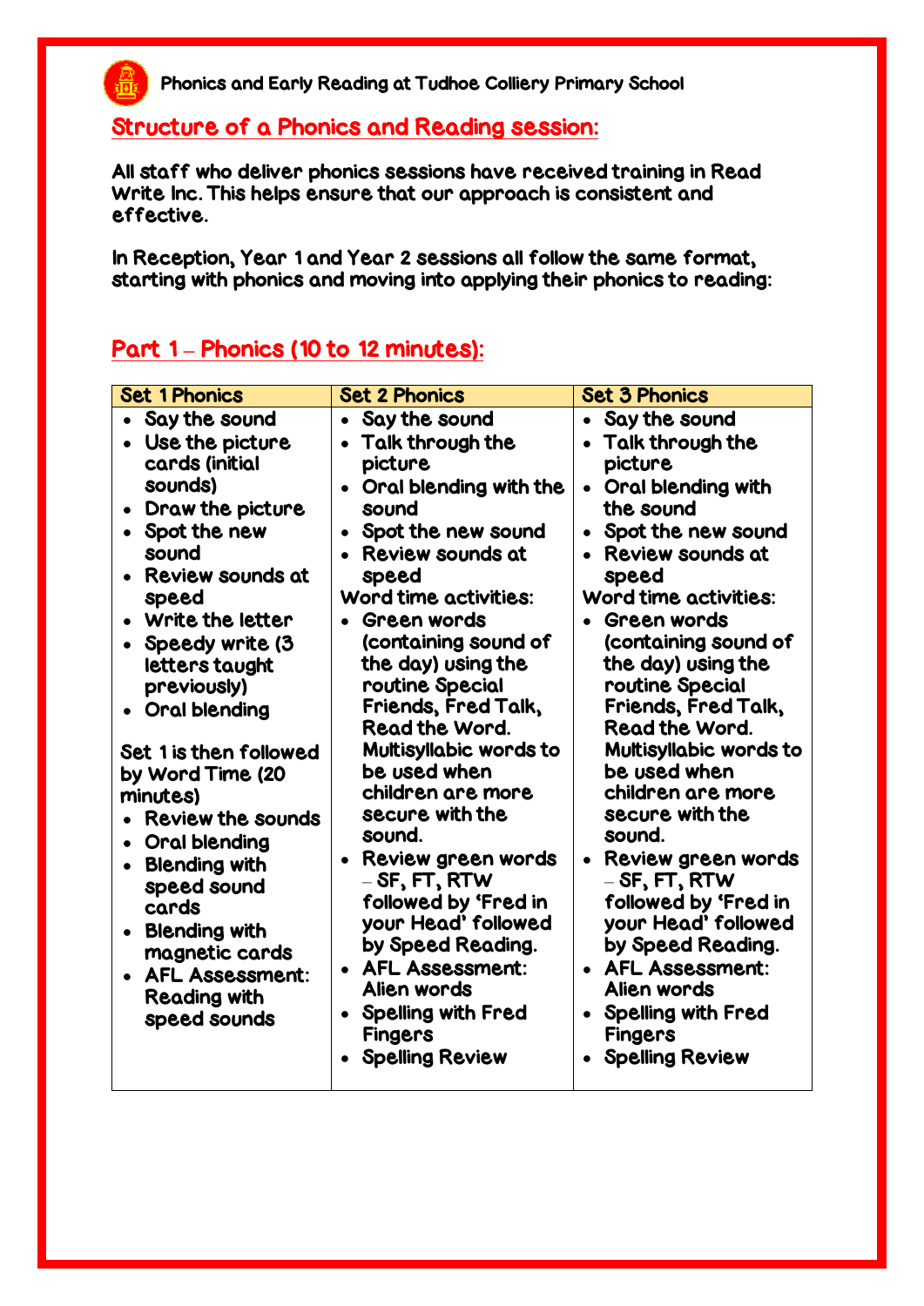Phonics and Early Reading at Tudhoe Colliery Primary School

## Structure of a Phonics and Reading session:

All staff who deliver phonics sessions have received training in Read Write Inc. This helps ensure that our approach is consistent and effective.

In Reception, Year 1 and Year 2 sessions all follow the same format, starting with phonics and moving into applying their phonics to reading:

## Part 1 – Phonics (10 to 12 minutes):

| Set 1 Phonics | Set 2 Phonics | Set 3 Phonics |
|---|---|---|
| • Say the sound<br>• Use the picture cards (initial sounds)<br>• Draw the picture<br>• Spot the new sound<br>• Review sounds at speed<br>• Write the letter<br>• Speedy write (3 letters taught previously)<br>• Oral blending<br><br>Set 1 is then followed by Word Time (20 minutes)<br>• Review the sounds<br>• Oral blending<br>• Blending with speed sound cards<br>• Blending with magnetic cards<br>• AFL Assessment: Reading with speed sounds | • Say the sound<br>• Talk through the picture<br>• Oral blending with the sound<br>• Spot the new sound<br>• Review sounds at speed<br>Word time activities:<br>• Green words (containing sound of the day) using the routine Special Friends, Fred Talk, Read the Word. Multisyllabic words to be used when children are more secure with the sound.<br>• Review green words – SF, FT, RTW followed by 'Fred in your Head' followed by Speed Reading.<br>• AFL Assessment: Alien words<br>• Spelling with Fred Fingers<br>• Spelling Review | • Say the sound<br>• Talk through the picture<br>• Oral blending with the sound<br>• Spot the new sound<br>• Review sounds at speed<br>Word time activities:<br>• Green words (containing sound of the day) using the routine Special Friends, Fred Talk, Read the Word. Multisyllabic words to be used when children are more secure with the sound.<br>• Review green words – SF, FT, RTW followed by 'Fred in your Head' followed by Speed Reading.<br>• AFL Assessment: Alien words<br>• Spelling with Fred Fingers<br>• Spelling Review |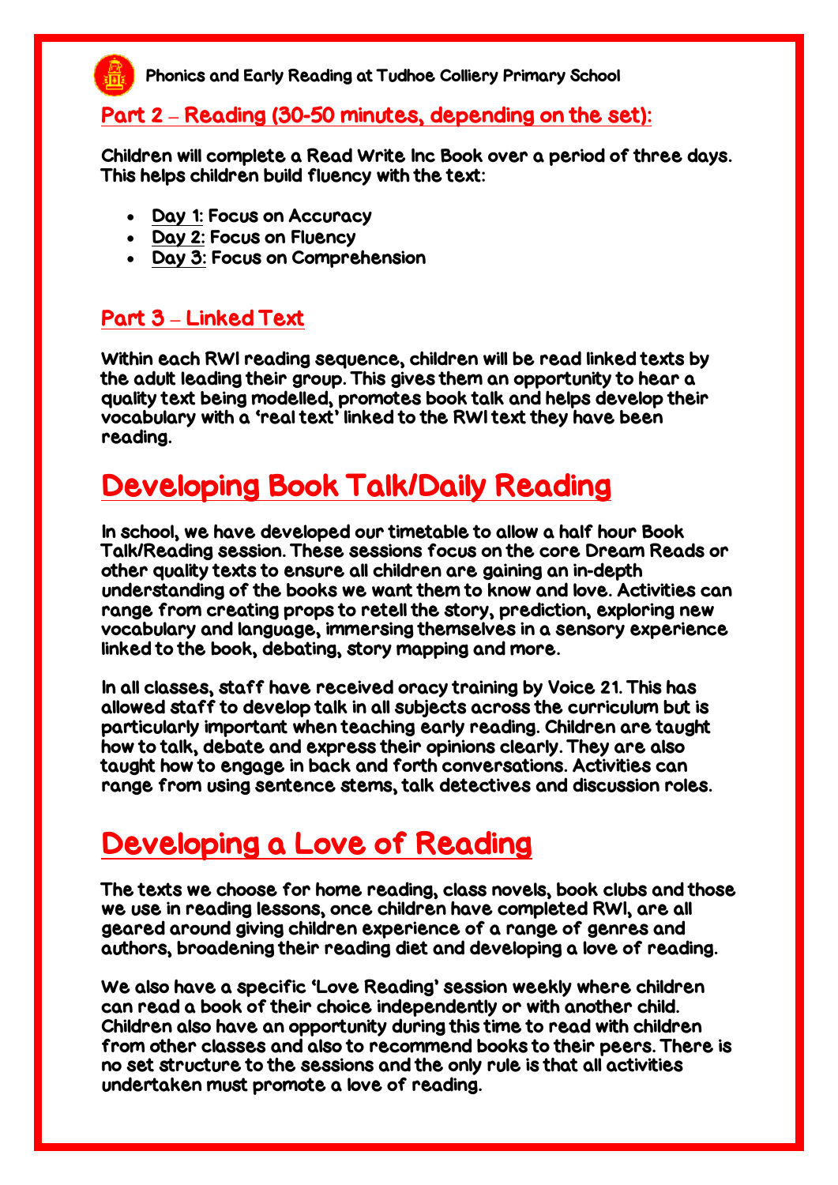## Part 2 – Reading (30-50 minutes, depending on the set):

Children will complete a Read Write Inc Book over a period of three days. This helps children build fluency with the text:

- Day 1: Focus on Accuracy
- Day 2: Focus on Fluency
- Day 3: Focus on Comprehension

## Part 3 – Linked Text

Within each RWI reading sequence, children will be read linked texts by the adult leading their group. This gives them an opportunity to hear a quality text being modelled, promotes book talk and helps develop their vocabulary with a 'real text' linked to the RWI text they have been reading.

# Developing Book Talk/Daily Reading

In school, we have developed our timetable to allow a half hour Book Talk/Reading session. These sessions focus on the core Dream Reads or other quality texts to ensure all children are gaining an in-depth understanding of the books we want them to know and love. Activities can range from creating props to retell the story, prediction, exploring new vocabulary and language, immersing themselves in a sensory experience linked to the book, debating, story mapping and more.

In all classes, staff have received oracy training by Voice 21. This has allowed staff to develop talk in all subjects across the curriculum but is particularly important when teaching early reading. Children are taught how to talk, debate and express their opinions clearly. They are also taught how to engage in back and forth conversations. Activities can range from using sentence stems, talk detectives and discussion roles.

# Developing a Love of Reading

The texts we choose for home reading, class novels, book clubs and those we use in reading lessons, once children have completed RWI, are all geared around giving children experience of a range of genres and authors, broadening their reading diet and developing a love of reading.

We also have a specific 'Love Reading' session weekly where children can read a book of their choice independently or with another child. Children also have an opportunity during this time to read with children from other classes and also to recommend books to their peers. There is no set structure to the sessions and the only rule is that all activities undertaken must promote a love of reading.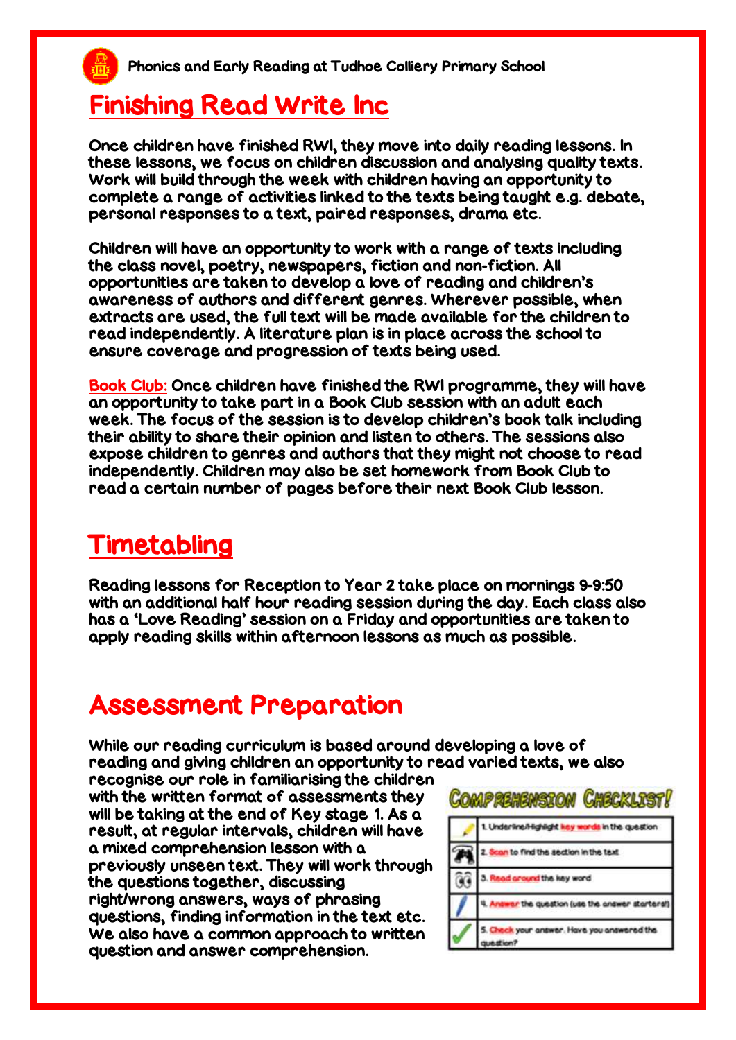Phonics and Early Reading at Tudhoe Colliery Primary School

## Finishing Read Write Inc

Once children have finished RWI, they move into daily reading lessons. In these lessons, we focus on children discussion and analysing quality texts. Work will build through the week with children having an opportunity to complete a range of activities linked to the texts being taught e.g. debate, personal responses to a text, paired responses, drama etc.

Children will have an opportunity to work with a range of texts including the class novel, poetry, newspapers, fiction and non-fiction. All opportunities are taken to develop a love of reading and children's awareness of authors and different genres. Wherever possible, when extracts are used, the full text will be made available for the children to read independently. A literature plan is in place across the school to ensure coverage and progression of texts being used.

Book Club: Once children have finished the RWI programme, they will have an opportunity to take part in a Book Club session with an adult each week. The focus of the session is to develop children's book talk including their ability to share their opinion and listen to others. The sessions also expose children to genres and authors that they might not choose to read independently. Children may also be set homework from Book Club to read a certain number of pages before their next Book Club lesson.

## Timetabling

Reading lessons for Reception to Year 2 take place on mornings 9-9:50 with an additional half hour reading session during the day. Each class also has a 'Love Reading' session on a Friday and opportunities are taken to apply reading skills within afternoon lessons as much as possible.

## Assessment Preparation

While our reading curriculum is based around developing a love of reading and giving children an opportunity to read varied texts, we also recognise our role in familiarising the children with the written format of assessments they will be taking at the end of Key stage 1. As a result, at regular intervals, children will have a mixed comprehension lesson with a previously unseen text. They will work through the questions together, discussing right/wrong answers, ways of phrasing questions, finding information in the text etc. We also have a common approach to written question and answer comprehension.

**Comprehension Checklist!**

| | |
|---|---|
| | 1. Underline/Highlight key words in the question |
| | 2. Scan to find the section in the text |
| | 3. Read around the key word |
| | 4. Answer the question (use the answer starters!) |
| | 5. Check your answer. Have you answered the question? |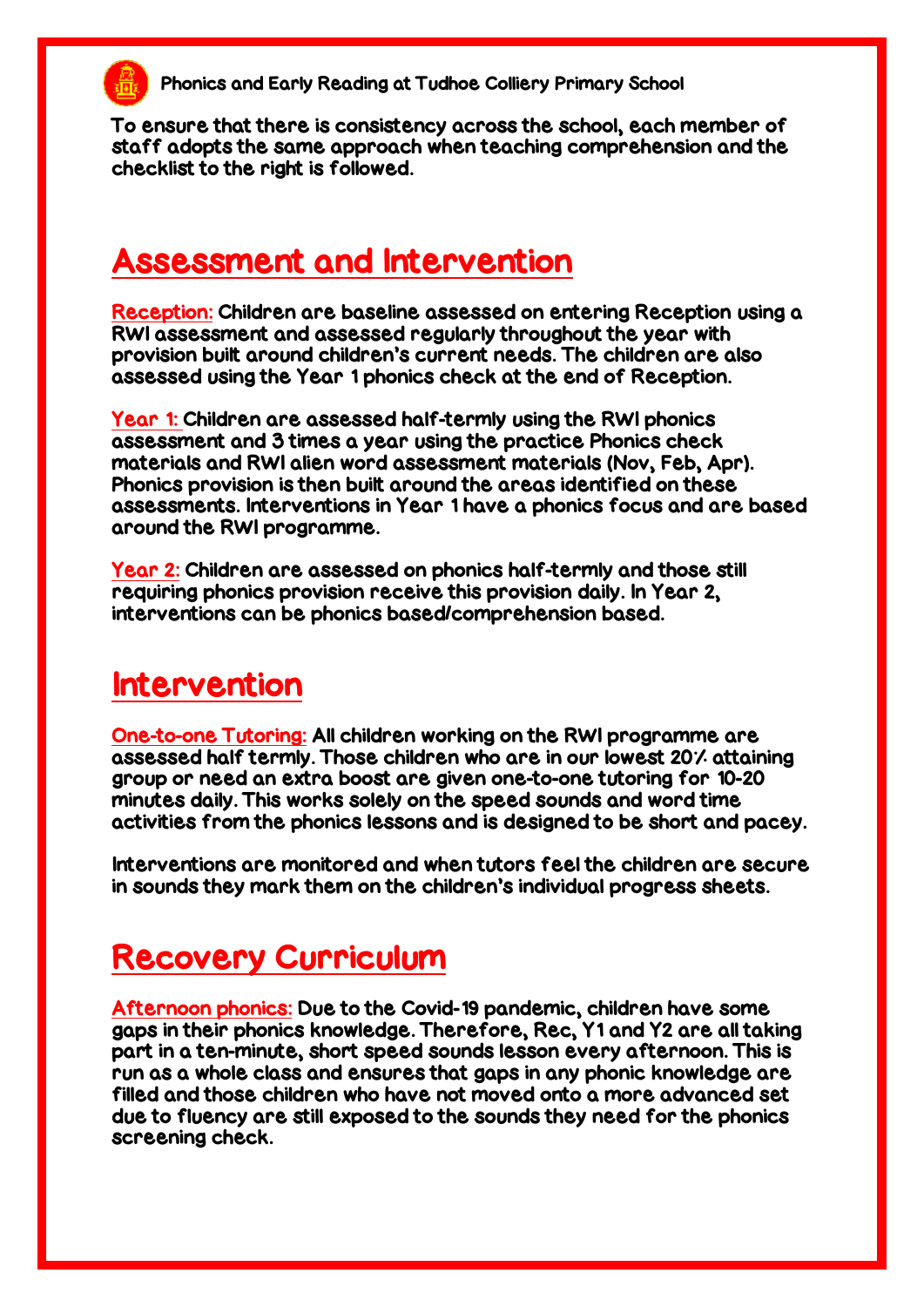Phonics and Early Reading at Tudhoe Colliery Primary School

To ensure that there is consistency across the school, each member of staff adopts the same approach when teaching comprehension and the checklist to the right is followed.

## Assessment and Intervention

**Reception:** Children are baseline assessed on entering Reception using a RWI assessment and assessed regularly throughout the year with provision built around children's current needs. The children are also assessed using the Year 1 phonics check at the end of Reception.

**Year 1:** Children are assessed half-termly using the RWI phonics assessment and 3 times a year using the practice Phonics check materials and RWI alien word assessment materials (Nov, Feb, Apr). Phonics provision is then built around the areas identified on these assessments. Interventions in Year 1 have a phonics focus and are based around the RWI programme.

**Year 2:** Children are assessed on phonics half-termly and those still requiring phonics provision receive this provision daily. In Year 2, interventions can be phonics based/comprehension based.

## Intervention

**One-to-one Tutoring:** All children working on the RWI programme are assessed half termly. Those children who are in our lowest 20% attaining group or need an extra boost are given one-to-one tutoring for 10-20 minutes daily. This works solely on the speed sounds and word time activities from the phonics lessons and is designed to be short and pacey.

Interventions are monitored and when tutors feel the children are secure in sounds they mark them on the children's individual progress sheets.

## Recovery Curriculum

**Afternoon phonics:** Due to the Covid-19 pandemic, children have some gaps in their phonics knowledge. Therefore, Rec, Y1 and Y2 are all taking part in a ten-minute, short speed sounds lesson every afternoon. This is run as a whole class and ensures that gaps in any phonic knowledge are filled and those children who have not moved onto a more advanced set due to fluency are still exposed to the sounds they need for the phonics screening check.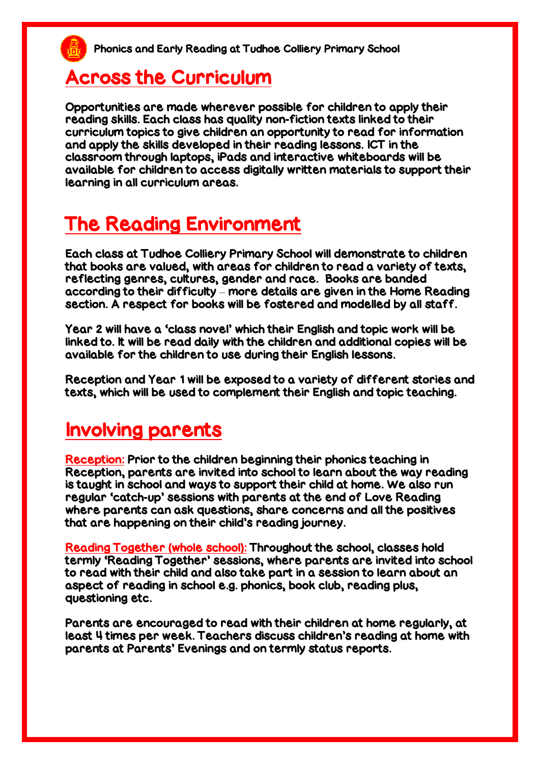## Across the Curriculum

Opportunities are made wherever possible for children to apply their reading skills. Each class has quality non-fiction texts linked to their curriculum topics to give children an opportunity to read for information and apply the skills developed in their reading lessons. ICT in the classroom through laptops, iPads and interactive whiteboards will be available for children to access digitally written materials to support their learning in all curriculum areas.

## The Reading Environment

Each class at Tudhoe Colliery Primary School will demonstrate to children that books are valued, with areas for children to read a variety of texts, reflecting genres, cultures, gender and race. Books are banded according to their difficulty – more details are given in the Home Reading section. A respect for books will be fostered and modelled by all staff.

Year 2 will have a 'class novel' which their English and topic work will be linked to. It will be read daily with the children and additional copies will be available for the children to use during their English lessons.

Reception and Year 1 will be exposed to a variety of different stories and texts, which will be used to complement their English and topic teaching.

## Involving parents

Reception: Prior to the children beginning their phonics teaching in Reception, parents are invited into school to learn about the way reading is taught in school and ways to support their child at home. We also run regular 'catch-up' sessions with parents at the end of Love Reading where parents can ask questions, share concerns and all the positives that are happening on their child's reading journey.

Reading Together (whole school): Throughout the school, classes hold termly 'Reading Together' sessions, where parents are invited into school to read with their child and also take part in a session to learn about an aspect of reading in school e.g. phonics, book club, reading plus, questioning etc.

Parents are encouraged to read with their children at home regularly, at least 4 times per week. Teachers discuss children's reading at home with parents at Parents' Evenings and on termly status reports.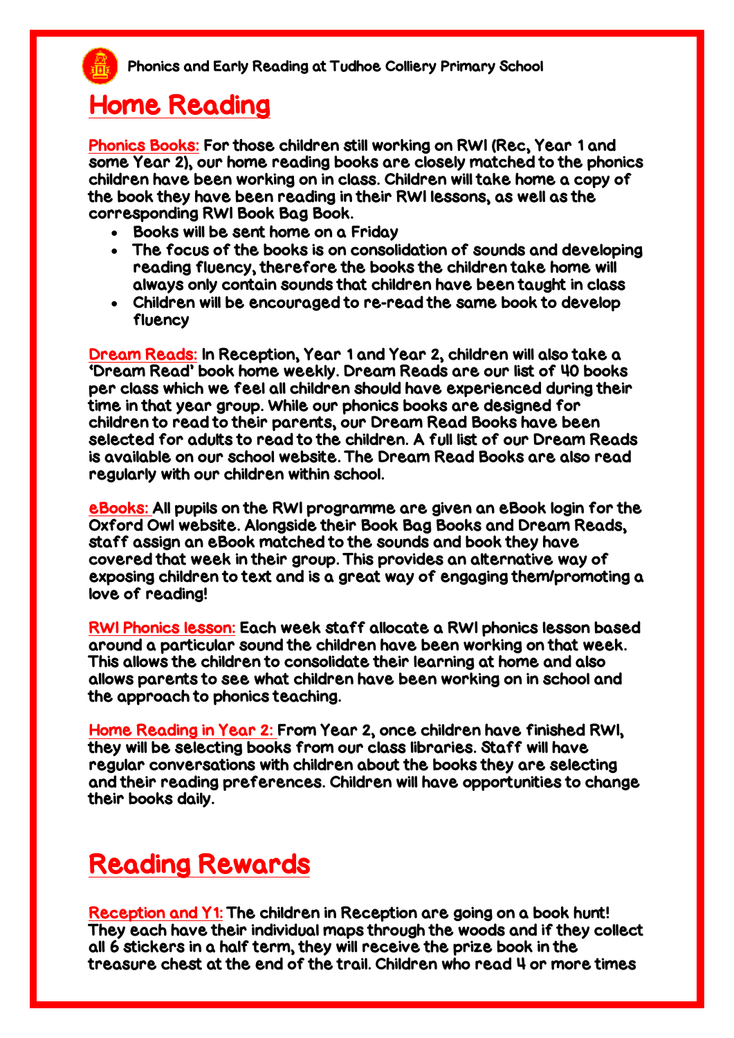# Home Reading

**Phonics Books:** For those children still working on RWI (Rec, Year 1 and some Year 2), our home reading books are closely matched to the phonics children have been working on in class. Children will take home a copy of the book they have been reading in their RWI lessons, as well as the corresponding RWI Book Bag Book.

- Books will be sent home on a Friday
- The focus of the books is on consolidation of sounds and developing reading fluency, therefore the books the children take home will always only contain sounds that children have been taught in class
- Children will be encouraged to re-read the same book to develop fluency

**Dream Reads:** In Reception, Year 1 and Year 2, children will also take a 'Dream Read' book home weekly. Dream Reads are our list of 40 books per class which we feel all children should have experienced during their time in that year group. While our phonics books are designed for children to read to their parents, our Dream Read Books have been selected for adults to read to the children. A full list of our Dream Reads is available on our school website. The Dream Read Books are also read regularly with our children within school.

**eBooks:** All pupils on the RWI programme are given an eBook login for the Oxford Owl website. Alongside their Book Bag Books and Dream Reads, staff assign an eBook matched to the sounds and book they have covered that week in their group. This provides an alternative way of exposing children to text and is a great way of engaging them/promoting a love of reading!

**RWI Phonics lesson:** Each week staff allocate a RWI phonics lesson based around a particular sound the children have been working on that week. This allows the children to consolidate their learning at home and also allows parents to see what children have been working on in school and the approach to phonics teaching.

**Home Reading in Year 2:** From Year 2, once children have finished RWI, they will be selecting books from our class libraries. Staff will have regular conversations with children about the books they are selecting and their reading preferences. Children will have opportunities to change their books daily.

# Reading Rewards

**Reception and Y1:** The children in Reception are going on a book hunt! They each have their individual maps through the woods and if they collect all 6 stickers in a half term, they will receive the prize book in the treasure chest at the end of the trail. Children who read 4 or more times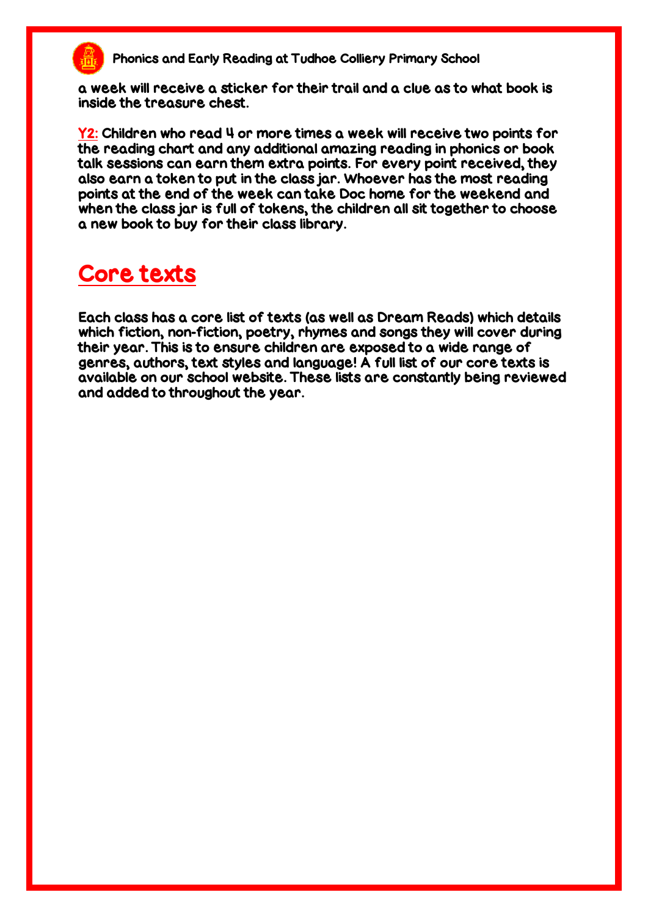a week will receive a sticker for their trail and a clue as to what book is inside the treasure chest.

**Y2:** Children who read 4 or more times a week will receive two points for the reading chart and any additional amazing reading in phonics or book talk sessions can earn them extra points. For every point received, they also earn a token to put in the class jar. Whoever has the most reading points at the end of the week can take Doc home for the weekend and when the class jar is full of tokens, the children all sit together to choose a new book to buy for their class library.

## Core texts

Each class has a core list of texts (as well as Dream Reads) which details which fiction, non-fiction, poetry, rhymes and songs they will cover during their year. This is to ensure children are exposed to a wide range of genres, authors, text styles and language! A full list of our core texts is available on our school website. These lists are constantly being reviewed and added to throughout the year.